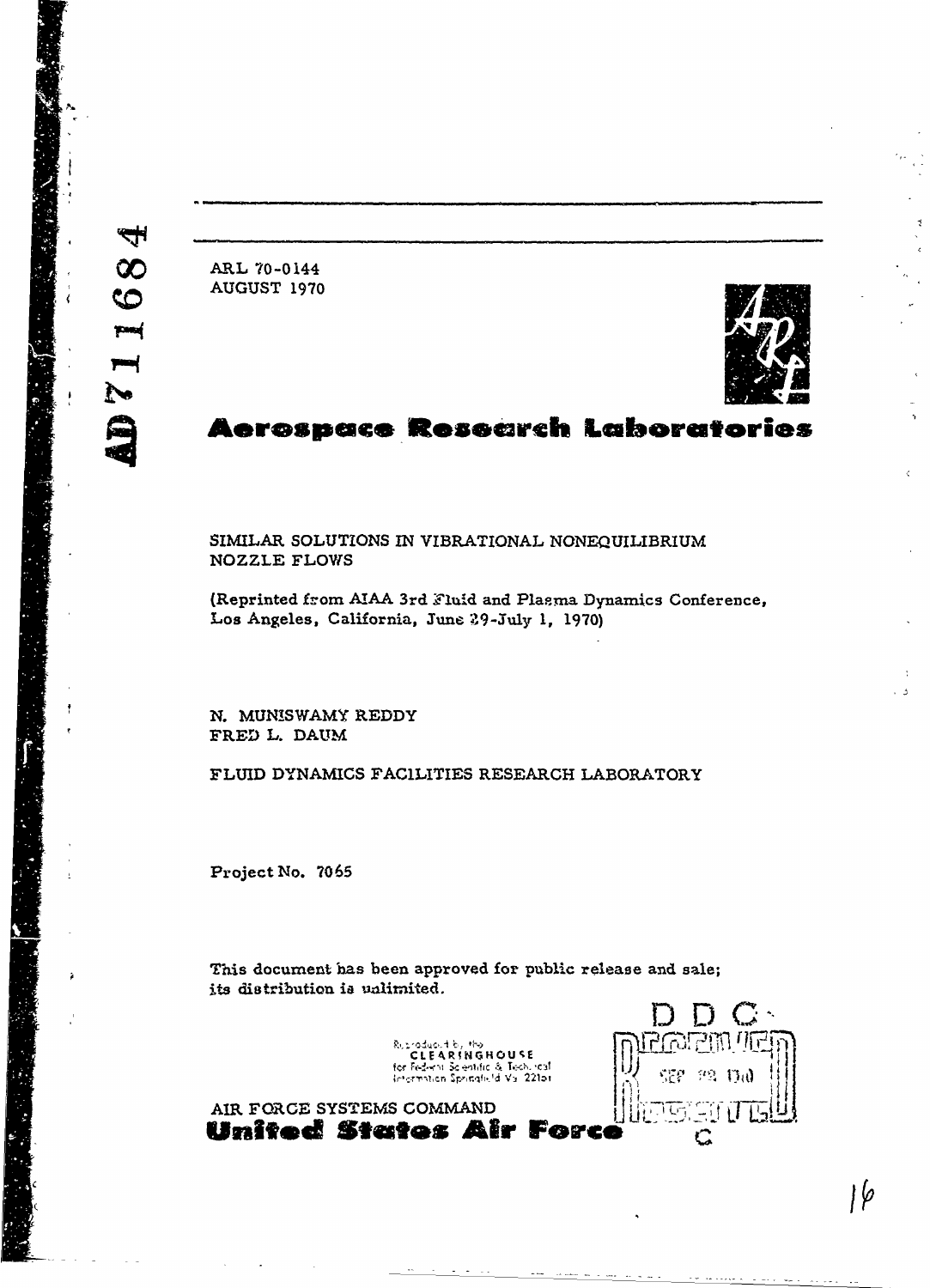AD 711684

ARL 70-0144
AUGUST 1970

# Aerospace Research Laboratories

SIMILAR SOLUTIONS IN VIBRATIONAL NONEQUILIBRIUM NOZZLE FLOWS

(Reprinted from AIAA 3rd Fluid and Plasma Dynamics Conference, Los Angeles, California, June 29-July 1, 1970)

N. MUNISWAMY REDDY
FRED L. DAUM

FLUID DYNAMICS FACILITIES RESEARCH LABORATORY

Project No. 7065

This document has been approved for public release and sale; its distribution is unlimited.

Reproduced by the
CLEARINGHOUSE
for Federal Scientific & Technical
Information Springfield Va. 22151

DDC

AIR FORCE SYSTEMS COMMAND
**United States Air Force**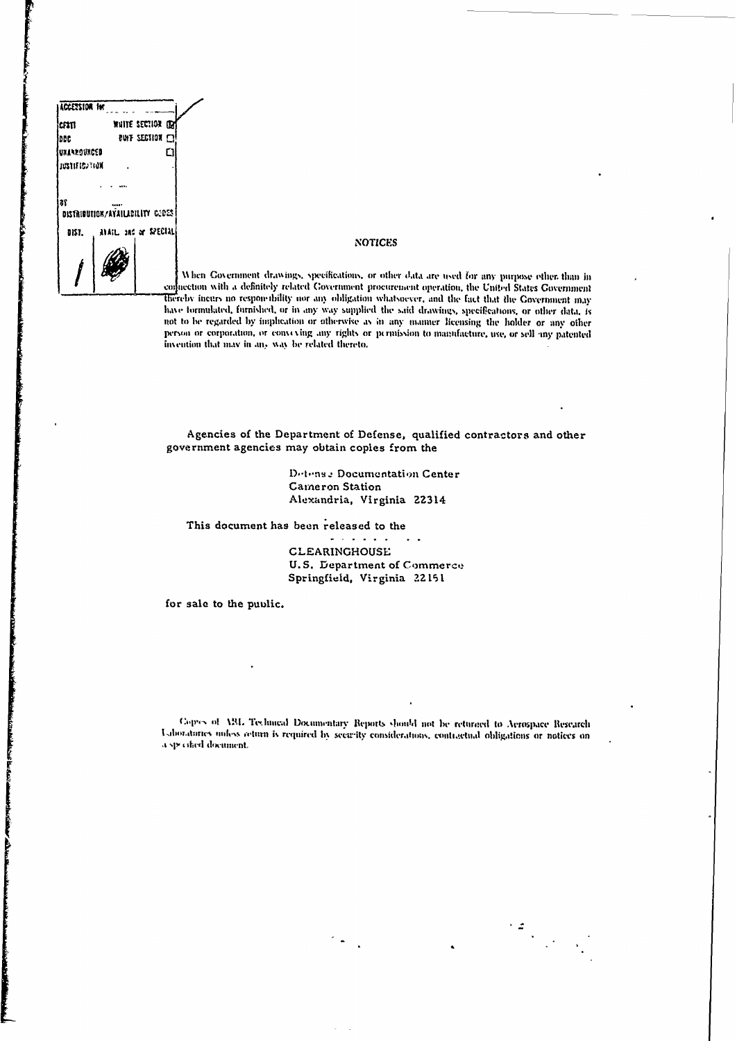| ACCESSION for | | |
|---|---|---|
| CFSTI | WHITE SECTION ☒ | |
| DDC | BUFF SECTION ☐ | |
| UNANNOUNCED | ☐ | |
| JUSTIFICATION | | |
| BY | | |
| DISTRIBUTION/AVAILABILITY CODES | | |
| DIST. | AVAIL. and or SPECIAL | |
| 1 | | |

## NOTICES

When Government drawings, specifications, or other data are used for any purpose other than in connection with a definitely related Government procurement operation, the United States Government thereby incurs no responsibility nor any obligation whatsoever, and the fact that the Government may have formulated, furnished, or in any way supplied the said drawings, specifications, or other data, is not to be regarded by implication or otherwise as in any manner licensing the holder or any other person or corporation, or conveying any rights or permission to manufacture, use, or sell any patented invention that may in any way be related thereto.

Agencies of the Department of Defense, qualified contractors and other government agencies may obtain copies from the

Defense Documentation Center
Cameron Station
Alexandria, Virginia 22314

This document has been released to the

CLEARINGHOUSE
U.S. Department of Commerce
Springfield, Virginia 22151

for sale to the public.

Copies of ARL Technical Documentary Reports should not be returned to Aerospace Research Laboratories unless return is required by security considerations, contractual obligations or notices on a specified document.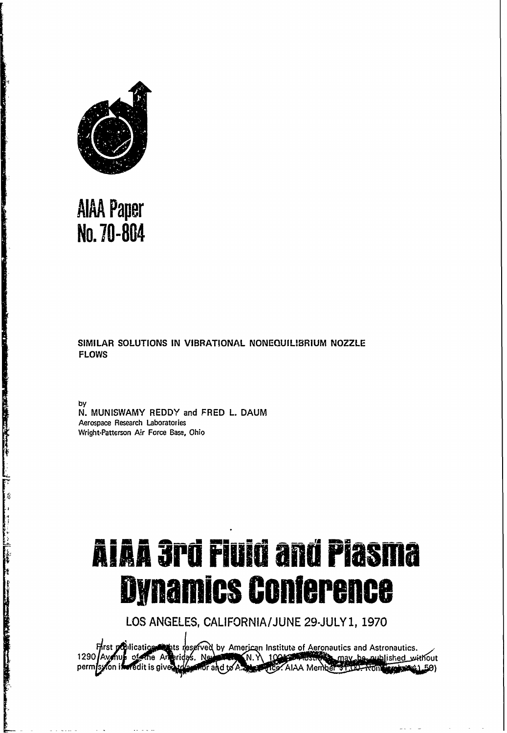# AIAA Paper No. 70-804

SIMILAR SOLUTIONS IN VIBRATIONAL NONEQUILIBRIUM NOZZLE FLOWS

by
N. MUNISWAMY REDDY and FRED L. DAUM
Aerospace Research Laboratories
Wright-Patterson Air Force Base, Ohio

# AIAA 3rd Fluid and Plasma Dynamics Conference

LOS ANGELES, CALIFORNIA/JUNE 29-JULY 1, 1970

First publication rights reserved by American Institute of Aeronautics and Astronautics. 1290 Avenue of the Americas, New York, N.Y. 10019. Abstracts may be published without permission if credit is given to author and to AIAA. (Price: AIAA Member $1.00. Nonmember $1.50)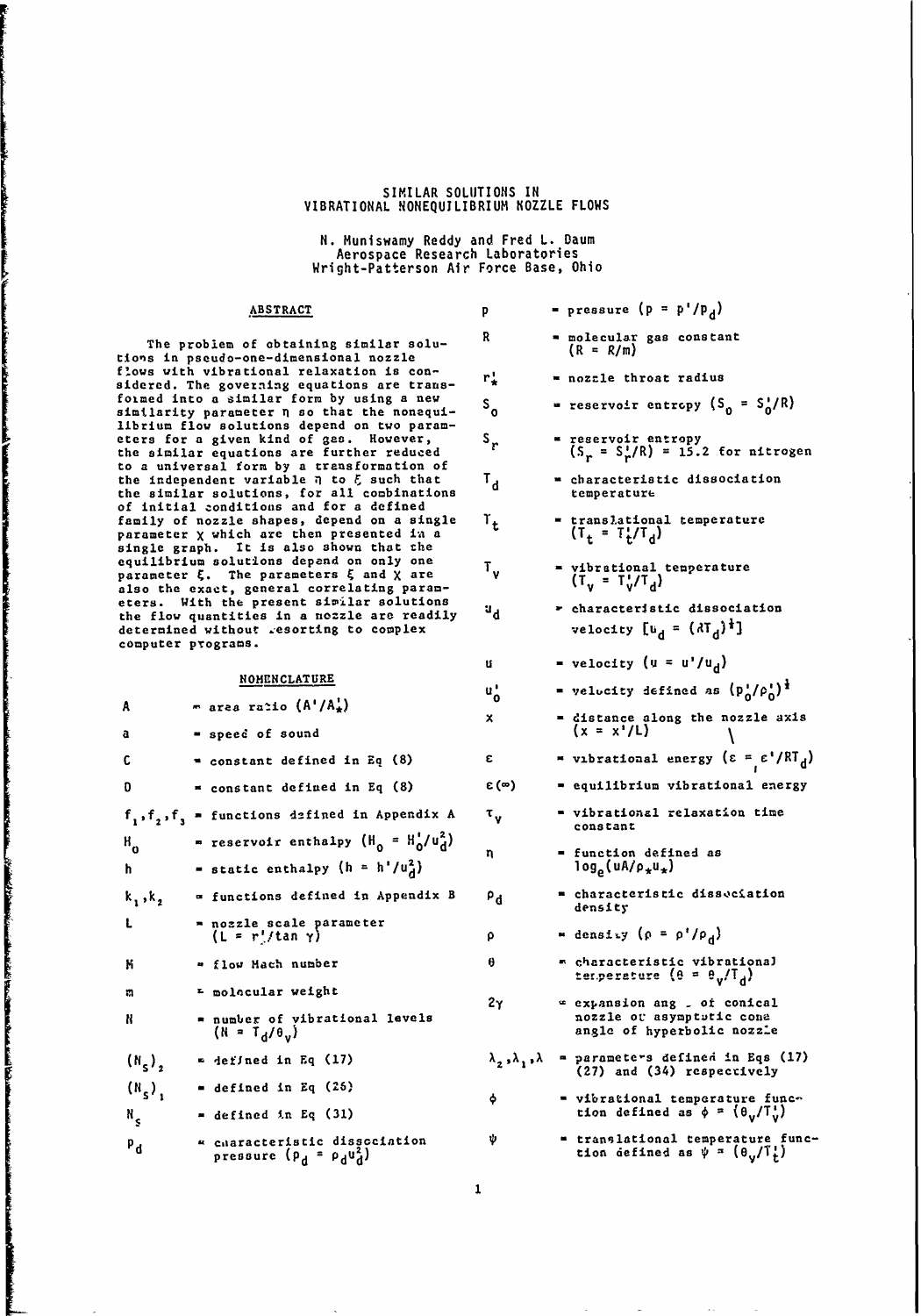# SIMILAR SOLUTIONS IN VIBRATIONAL NONEQUILIBRIUM NOZZLE FLOWS

N. Muniswamy Reddy and Fred L. Daum
Aerospace Research Laboratories
Wright-Patterson Air Force Base, Ohio

## ABSTRACT

The problem of obtaining similar solutions in pseudo-one-dimensional nozzle flows with vibrational relaxation is considered. The governing equations are transformed into a similar form by using a new similarity parameter $\eta$ so that the nonequilibrium flow solutions depend on two parameters for a given kind of gas. However, the similar equations are further reduced to a universal form by a transformation of the independent variable $\eta$ to $\xi$ such that the similar solutions, for all combinations of initial conditions and for a defined family of nozzle shapes, depend on a single parameter $\chi$ which are then presented in a single graph. It is also shown that the equilibrium solutions depend on only one parameter $\xi$. The parameters $\xi$ and $\chi$ are also the exact, general correlating parameters. With the present similar solutions the flow quantities in a nozzle are readily determined without resorting to complex computer programs.

## NOMENCLATURE

| | |
|---|---|
| $A$ | = area ratio $(A'/A_*')$ |
| $a$ | = speed of sound |
| $C$ | = constant defined in Eq (8) |
| $D$ | = constant defined in Eq (8) |
| $f_1, f_2, f_3$ | = functions defined in Appendix A |
| $H_0$ | = reservoir enthalpy $(H_0 = H_0'/u_d^2)$ |
| $h$ | = static enthalpy $(h = h'/u_d^2)$ |
| $k_1, k_2$ | = functions defined in Appendix B |
| $L$ | = nozzle scale parameter $(L = r_*'/\tan\gamma)$ |
| $M$ | = flow Mach number |
| $m$ | = molecular weight |
| $N$ | = number of vibrational levels $(N = T_d/\theta_v)$ |
| $(N_s)_2$ | = defined in Eq (17) |
| $(N_s)_1$ | = defined in Eq (26) |
| $N_s$ | = defined in Eq (31) |
| $p_d$ | = characteristic dissociation pressure $(p_d = \rho_d u_d^2)$ |
| $p$ | = pressure $(p = p'/p_d)$ |
| $R$ | = molecular gas constant $(R = \mathcal{R}/m)$ |
| $r_*'$ | = nozzle throat radius |
| $S_0$ | = reservoir entropy $(S_0 = S_0'/R)$ |
| $S_r$ | = reservoir entropy $(S_r = S_r'/R) = 15.2$ for nitrogen |
| $T_d$ | = characteristic dissociation temperature |
| $T_t$ | = translational temperature $(T_t = T_t'/T_d)$ |
| $T_v$ | = vibrational temperature $(T_v = T_v'/T_d)$ |
| $u_d$ | = characteristic dissociation velocity $[u_d = (\mathcal{R}T_d)^{\frac{1}{2}}]$ |
| $u$ | = velocity $(u = u'/u_d)$ |
| $u_0'$ | = velocity defined as $(p_0'/\rho_0')^{\frac{1}{2}}$ |
| $x$ | = distance along the nozzle axis $(x = x'/L)$ |
| $\varepsilon$ | = vibrational energy $(\varepsilon = \varepsilon'/RT_d)$ |
| $\varepsilon(\infty)$ | = equilibrium vibrational energy |
| $\tau_v$ | = vibrational relaxation time constant |
| $\eta$ | = function defined as $\log_e(uA/\rho_* u_*)$ |
| $\rho_d$ | = characteristic dissociation density |
| $\rho$ | = density $(\rho = \rho'/\rho_d)$ |
| $\theta$ | = characteristic vibrational temperature $(\theta = \theta_v/T_d)$ |
| $2\gamma$ | = expansion angle of conical nozzle or asymptotic cone angle of hyperbolic nozzle |
| $\lambda_2, \lambda_1, \lambda$ | = parameters defined in Eqs (17) (27) and (34) respectively |
| $\phi$ | = vibrational temperature function defined as $\phi = (\theta_v/T_v')$ |
| $\psi$ | = translational temperature function defined as $\psi = (\theta_v/T_t')$ |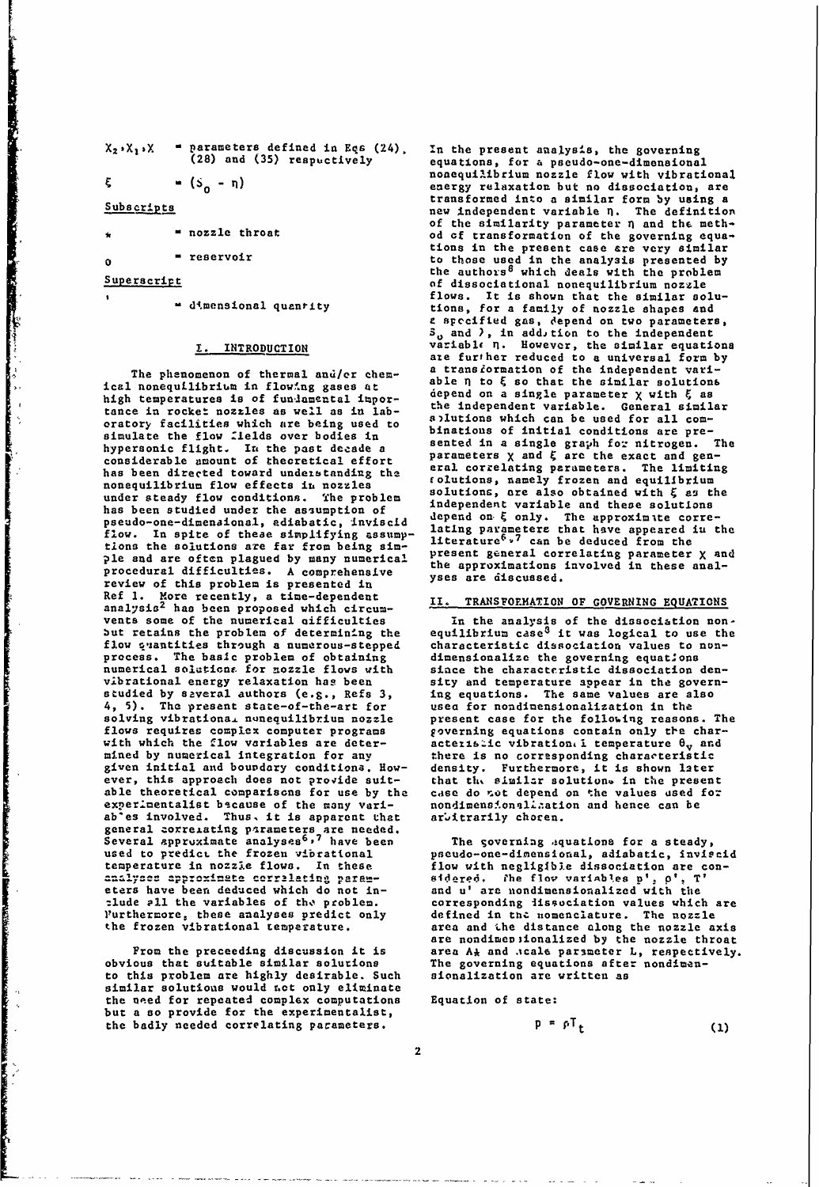$X_2, X_1, X$ = parameters defined in Eqs (24), (28) and (35) respectively

$\xi$ = $(S_0 - \eta)$

Subscripts

$*$ = nozzle throat

$o$ = reservoir

Superscript

$'$ = dimensional quantity

## I. INTRODUCTION

The phenomenon of thermal and/or chemical nonequilibrium in flowing gases at high temperatures is of fundamental importance in rocket nozzles as well as in laboratory facilities which are being used to simulate the flow fields over bodies in hypersonic flight. In the past decade a considerable amount of theoretical effort has been directed toward understanding the nonequilibrium flow effects in nozzles under steady flow conditions. The problem has been studied under the assumption of pseudo-one-dimensional, adiabatic, inviscid flow. In spite of these simplifying assumptions the solutions are far from being simple and are often plagued by many numerical procedural difficulties. A comprehensive review of this problem is presented in Ref 1. More recently, a time-dependent analysis[2] has been proposed which circumvents some of the numerical difficulties but retains the problem of determining the flow quantities through a numerous-stepped process. The basic problem of obtaining numerical solutions for nozzle flows with vibrational energy relaxation has been studied by several authors (e.g., Refs 3, 4, 5). The present state-of-the-art for solving vibrational nonequilibrium nozzle flows requires complex computer programs with which the flow variables are determined by numerical integration for any given initial and boundary conditions. However, this approach does not provide suitable theoretical comparisons for use by the experimentalist because of the many variables involved. Thus, it is apparent that general correlating parameters are needed. Several approximate analyses[6,7] have been used to predict the frozen vibrational temperature in nozzle flows. In these analyses approximate correlating parameters have been deduced which do not include all the variables of the problem. Furthermore, these analyses predict only the frozen vibrational temperature.

From the preceeding discussion it is obvious that suitable similar solutions to this problem are highly desirable. Such similar solutions would not only eliminate the need for repeated complex computations but also provide for the experimentalist, the badly needed correlating parameters.

In the present analysis, the governing equations, for a pseudo-one-dimensional nonequilibrium nozzle flow with vibrational energy relaxation but no dissociation, are transformed into a similar form by using a new independent variable $\eta$. The definition of the similarity parameter $\eta$ and the method of transformation of the governing equations in the present case are very similar to those used in the analysis presented by the authors[8] which deals with the problem of dissociational nonequilibrium nozzle flows. It is shown that the similar solutions, for a family of nozzle shapes and a specified gas, depend on two parameters, $S_o$ and $\lambda$, in addition to the independent variable $\eta$. However, the similar equations are further reduced to a universal form by a transformation of the independent variable $\eta$ to $\xi$ so that the similar solutions depend on a single parameter $\chi$ with $\xi$ as the independent variable. General similar solutions which can be used for all combinations of initial conditions are presented in a single graph for nitrogen. The parameters $\chi$ and $\xi$ are the exact and general correlating parameters. The limiting solutions, namely frozen and equilibrium solutions, are also obtained with $\xi$ as the independent variable and these solutions depend on $\xi$ only. The approximate correlating parameters that have appeared in the literature[6,7] can be deduced from the present general correlating parameter $\chi$ and the approximations involved in these analyses are discussed.

## II. TRANSFORMATION OF GOVERNING EQUATIONS

In the analysis of the dissociation nonequilibrium case[8] it was logical to use the characteristic dissociation values to nondimensionalize the governing equations since the characteristic dissociation density and temperature appear in the governing equations. The same values are also used for nondimensionalization in the present case for the following reasons. The governing equations contain only the characteristic vibrational temperature $\theta_v$ and there is no corresponding characteristic density. Furthermore, it is shown later that the similar solutions in the present case do not depend on the values used for nondimensionalization and hence can be arbitrarily chosen.

The governing equations for a steady, pseudo-one-dimensional, adiabatic, inviscid flow with negligible dissociation are considered. The flow variables $p'$, $\rho'$, $T'$ and $u'$ are nondimensionalized with the corresponding dissociation values which are defined in the nomenclature. The nozzle area and the distance along the nozzle axis are nondimensionalized by the nozzle throat area $A'_*$ and scale parameter L, respectively. The governing equations after nondimensionalization are written as

Equation of state:

$$p = \rho T_t \qquad (1)$$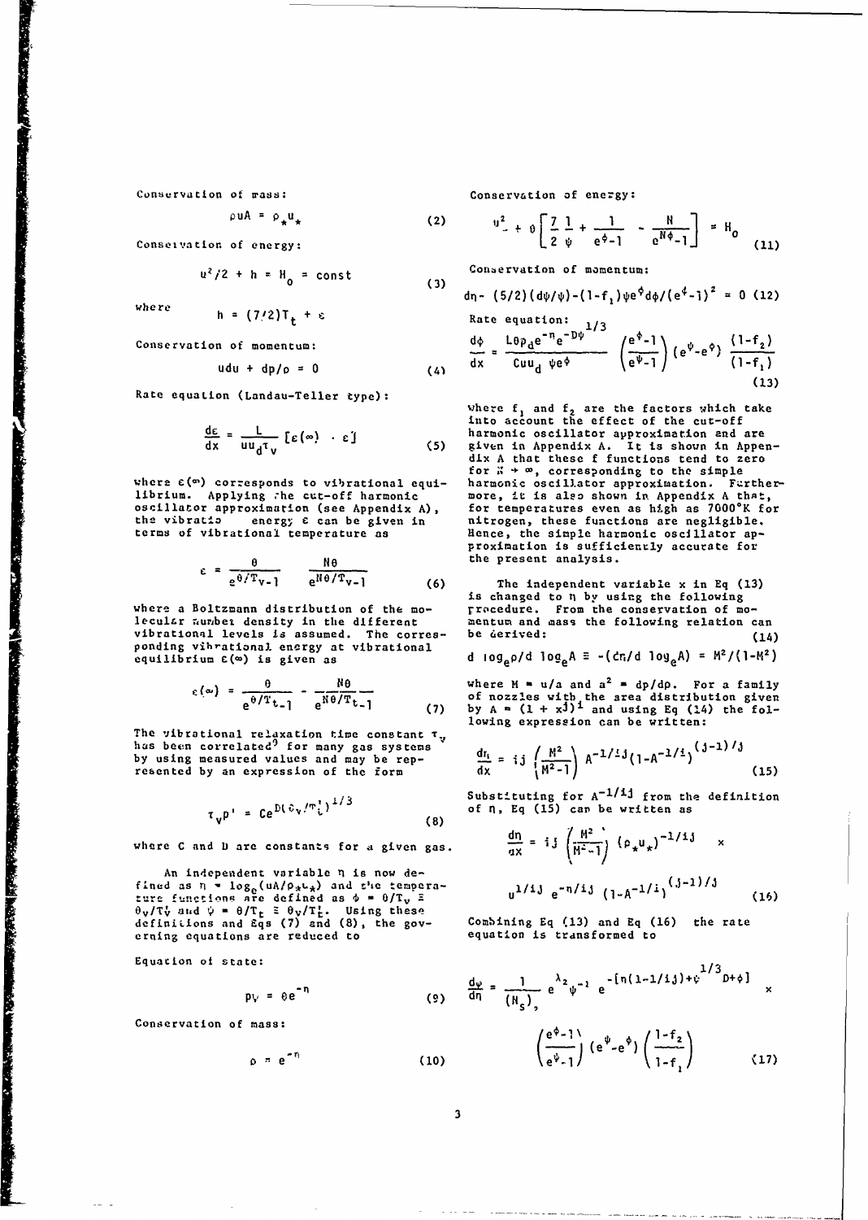Conservation of mass:

$$\rho u A = \rho_* u_* \tag{2}$$

Conservation of energy:

$$u^2/2 + h = H_o = \text{const} \tag{3}$$

where $h = (7/2)T_t + \varepsilon$

Conservation of momentum:

$$u du + dp/\rho = 0 \tag{4}$$

Rate equation (Landau-Teller type):

$$\frac{d\varepsilon}{dx} = \frac{L}{u u_d \tau_v}[\varepsilon(\infty) - \varepsilon] \tag{5}$$

where $\varepsilon(\infty)$ corresponds to vibrational equilibrium. Applying the cut-off harmonic oscillator approximation (see Appendix A), the vibrational energy $\varepsilon$ can be given in terms of vibrational temperature as

$$\varepsilon = \frac{\theta}{e^{\theta/T_v}-1} - \frac{N\theta}{e^{N\theta/T_v}-1} \tag{6}$$

where a Boltzmann distribution of the molecular number density in the different vibrational levels is assumed. The corresponding vibrational energy at vibrational equilibrium $\varepsilon(\infty)$ is given as

$$\varepsilon(\infty) = \frac{\theta}{e^{\theta/T_t}-1} - \frac{N\theta}{e^{N\theta/T_t}-1} \tag{7}$$

The vibrational relaxation time constant $\tau_v$ has been correlated[9] for many gas systems by using measured values and may be represented by an expression of the form

$$\tau_v p' = Ce^{D(\theta_v/T_t')^{1/3}} \tag{8}$$

where C and D are constants for a given gas.

An independent variable $\eta$ is now defined as $\eta = \log_e(uA/\rho_* u_*)$ and the temperature functions are defined as $\phi = \theta/T_v \equiv \theta_v/T_v'$ and $\psi = \theta/T_t \equiv \theta_v/T_t'$. Using these definitions and Eqs (7) and (8), the governing equations are reduced to

Equation of state:

$$p\psi = \theta e^{-\eta} \tag{9}$$

Conservation of mass:

$$\rho = e^{-\eta} \tag{10}$$

Conservation of energy:

$$u^2 + \theta\left[\frac{7}{2}\frac{1}{\psi} + \frac{1}{e^{\phi}-1} - \frac{N}{e^{N\phi}-1}\right] = H_o \tag{11}$$

Conservation of momentum:

$$d\eta - (5/2)(d\psi/\psi) - (1-f_1)\psi e^{\phi} d\phi/(e^{\phi}-1)^2 = 0 \tag{12}$$

Rate equation:

$$\frac{d\phi}{dx} = \frac{L\theta\rho_d e^{-\eta} e^{-D\psi^{1/3}}}{C u u_d \psi e^{\phi}}\left(\frac{e^{\phi}-1}{e^{\psi}-1}\right)(e^{\psi}-e^{\phi})\frac{(1-f_2)}{(1-f_1)} \tag{13}$$

where $f_1$ and $f_2$ are the factors which take into account the effect of the cut-off harmonic oscillator approximation and are given in Appendix A. It is shown in Appendix A that these f functions tend to zero for $N \to \infty$, corresponding to the simple harmonic oscillator approximation. Furthermore, it is also shown in Appendix A that, for temperatures even as high as 7000°K for nitrogen, these functions are negligible. Hence, the simple harmonic oscillator approximation is sufficiently accurate for the present analysis.

The independent variable x in Eq (13) is changed to $\eta$ by using the following procedure. From the conservation of momentum and mass the following relation can be derived:

$$d\log_e\rho/d\log_e A \equiv -(d\eta/d\log_e A) = M^2/(1-M^2) \tag{14}$$

where $M = u/a$ and $a^2 = dp/d\rho$. For a family of nozzles with the area distribution given by $A = (1 + x^j)^i$ and using Eq (14) the following expression can be written:

$$\frac{d\eta}{dx} = ij\left(\frac{M^2}{M^2-1}\right)A^{-1/ij}(1-A^{-1/i})^{(j-1)/j} \tag{15}$$

Substituting for $A^{-1/ij}$ from the definition of $\eta$, Eq (15) can be written as

$$\frac{d\eta}{dx} = ij\left(\frac{M^2}{M^2-1}\right)(\rho_* u_*)^{-1/ij} \times u^{1/ij} e^{-\eta/ij}(1-A^{-1/i})^{(j-1)/j} \tag{16}$$

Combining Eq (13) and Eq (16) the rate equation is transformed to

$$\frac{d\psi}{d\eta} = \frac{1}{(N_s)_2} e^{\lambda_2}\psi^{-1} e^{-[\eta(1-1/ij)+\psi^{1/3}D+\phi]} \times \left(\frac{e^{\phi}-1}{e^{\psi}-1}\right)(e^{\psi}-e^{\phi})\left(\frac{1-f_2}{1-f_1}\right) \tag{17}$$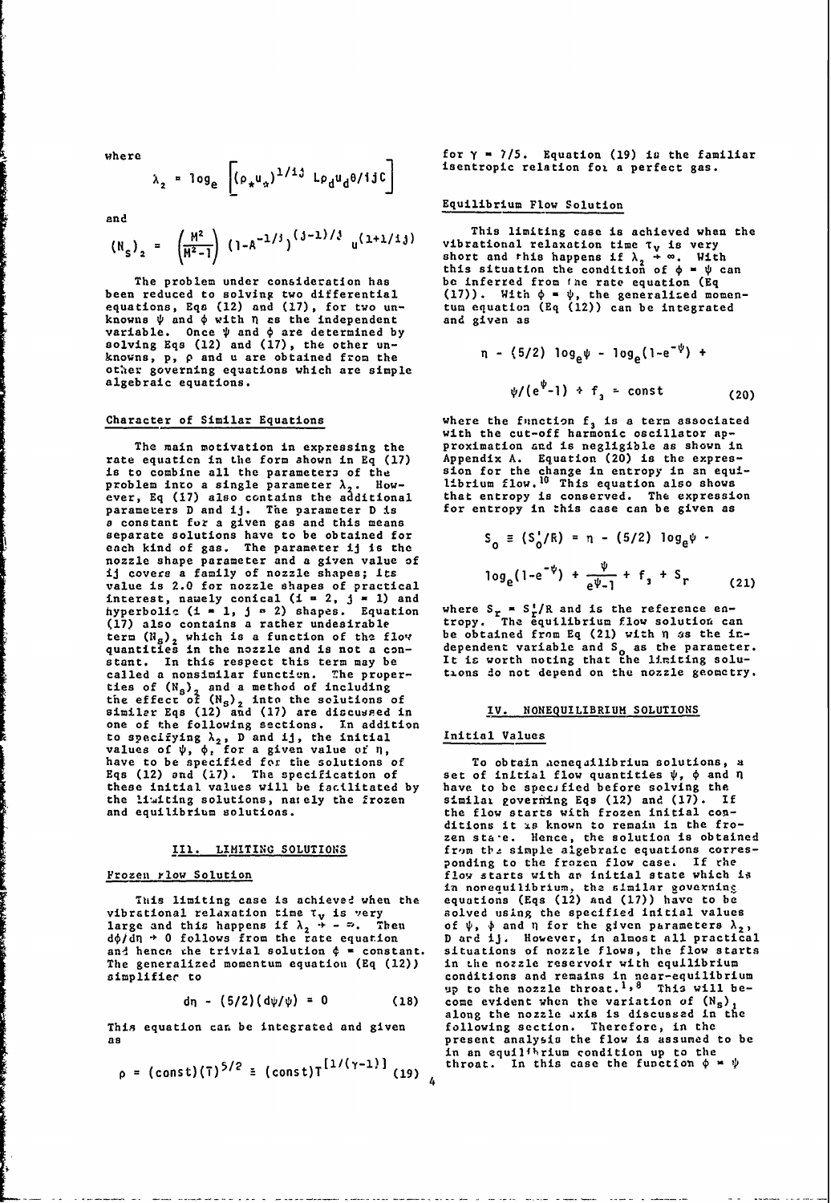where

$$\lambda_2 = \log_e \left[ (\rho_* u_*)^{1/ij} \, L \rho_d u_d \theta / ijC \right]$$

and

$$(N_s)_2 = \left(\frac{M^2}{M^2-1}\right) (1-A^{-1/j})^{(j-1)/j} \, u^{(1+1/ij)}$$

The problem under consideration has been reduced to solving two differential equations, Eqs (12) and (17), for two unknowns $\psi$ and $\phi$ with $\eta$ as the independent variable. Once $\psi$ and $\phi$ are determined by solving Eqs (12) and (17), the other unknowns, p, $\rho$ and u are obtained from the other governing equations which are simple algebraic equations.

## Character of Similar Equations

The main motivation in expressing the rate equation in the form shown in Eq (17) is to combine all the parameters of the problem into a single parameter $\lambda_2$. However, Eq (17) also contains the additional parameters D and ij. The parameter D is a constant for a given gas and this means separate solutions have to be obtained for each kind of gas. The parameter ij is the nozzle shape parameter and a given value of ij covers a family of nozzle shapes; its value is 2.0 for nozzle shapes of practical interest, namely conical (i = 2, j = 1) and hyperbolic (i = 1, j = 2) shapes. Equation (17) also contains a rather undesirable term $(N_s)_2$ which is a function of the flow quantities in the nozzle and is not a constant. In this respect this term may be called a nonsimilar function. The properties of $(N_s)_2$ and a method of including the effect of $(N_s)_2$ into the solutions of similar Eqs (12) and (17) are discussed in one of the following sections. In addition to specifying $\lambda_2$, D and ij, the initial values of $\psi$, $\phi$, for a given value of $\eta$, have to be specified for the solutions of Eqs (12) and (17). The specification of these initial values will be facilitated by the limiting solutions, namely the frozen and equilibrium solutions.

## III. LIMITING SOLUTIONS

### Frozen Flow Solution

This limiting case is achieved when the vibrational relaxation time $\tau_v$ is very large and this happens if $\lambda_2 \to -\infty$. Then $d\phi/d\eta \to 0$ follows from the rate equation and hence the trivial solution $\phi$ = constant. The generalized momentum equation (Eq (12)) simplifies to

$$d\eta - (5/2)(d\psi/\psi) = 0 \qquad (18)$$

This equation can be integrated and given as

$$\rho = (\text{const})(T)^{5/2} \equiv (\text{const})T^{[1/(\gamma-1)]} \qquad (19)$$

for $\gamma = 7/5$. Equation (19) is the familiar isentropic relation for a perfect gas.

### Equilibrium Flow Solution

This limiting case is achieved when the vibrational relaxation time $\tau_v$ is very short and this happens if $\lambda_2 \to \infty$. With this situation the condition of $\phi = \psi$ can be inferred from the rate equation (Eq (17)). With $\phi = \psi$, the generalized momentum equation (Eq (12)) can be integrated and given as

$$\eta - (5/2)\log_e\psi - \log_e(1-e^{-\psi}) + \psi/(e^{\psi}-1) + f_3 = \text{const} \qquad (20)$$

where the function $f_3$ is a term associated with the cut-off harmonic oscillator approximation and is negligible as shown in Appendix A. Equation (20) is the expression for the change in entropy in an equilibrium flow.[10] This equation also shows that entropy is conserved. The expression for entropy in this case can be given as

$$S_o \equiv (S_o'/R) = \eta - (5/2)\log_e\psi - \log_e(1-e^{-\psi}) + \frac{\psi}{e^{\psi}-1} + f_3 + S_r \qquad (21)$$

where $S_r = S_r'/R$ and is the reference entropy. The equilibrium flow solution can be obtained from Eq (21) with $\eta$ as the independent variable and $S_o$ as the parameter. It is worth noting that the limiting solutions do not depend on the nozzle geometry.

## IV. NONEQUILIBRIUM SOLUTIONS

### Initial Values

To obtain nonequilibrium solutions, a set of initial flow quantities $\psi$, $\phi$ and $\eta$ have to be specified before solving the similar governing Eqs (12) and (17). If the flow starts with frozen initial conditions it is known to remain in the frozen state. Hence, the solution is obtained from the simple algebraic equations corresponding to the frozen flow case. If the flow starts with an initial state which is in nonequilibrium, the similar governing equations (Eqs (12) and (17)) have to be solved using the specified initial values of $\psi$, $\phi$ and $\eta$ for the given parameters $\lambda_2$, D and ij. However, in almost all practical situations of nozzle flows, the flow starts in the nozzle reservoir with equilibrium conditions and remains in near-equilibrium up to the nozzle throat.[1,8] This will become evident when the variation of $(N_s)_2$ along the nozzle axis is discussed in the following section. Therefore, in the present analysis the flow is assumed to be in an equilibrium condition up to the throat. In this case the function $\phi = \psi$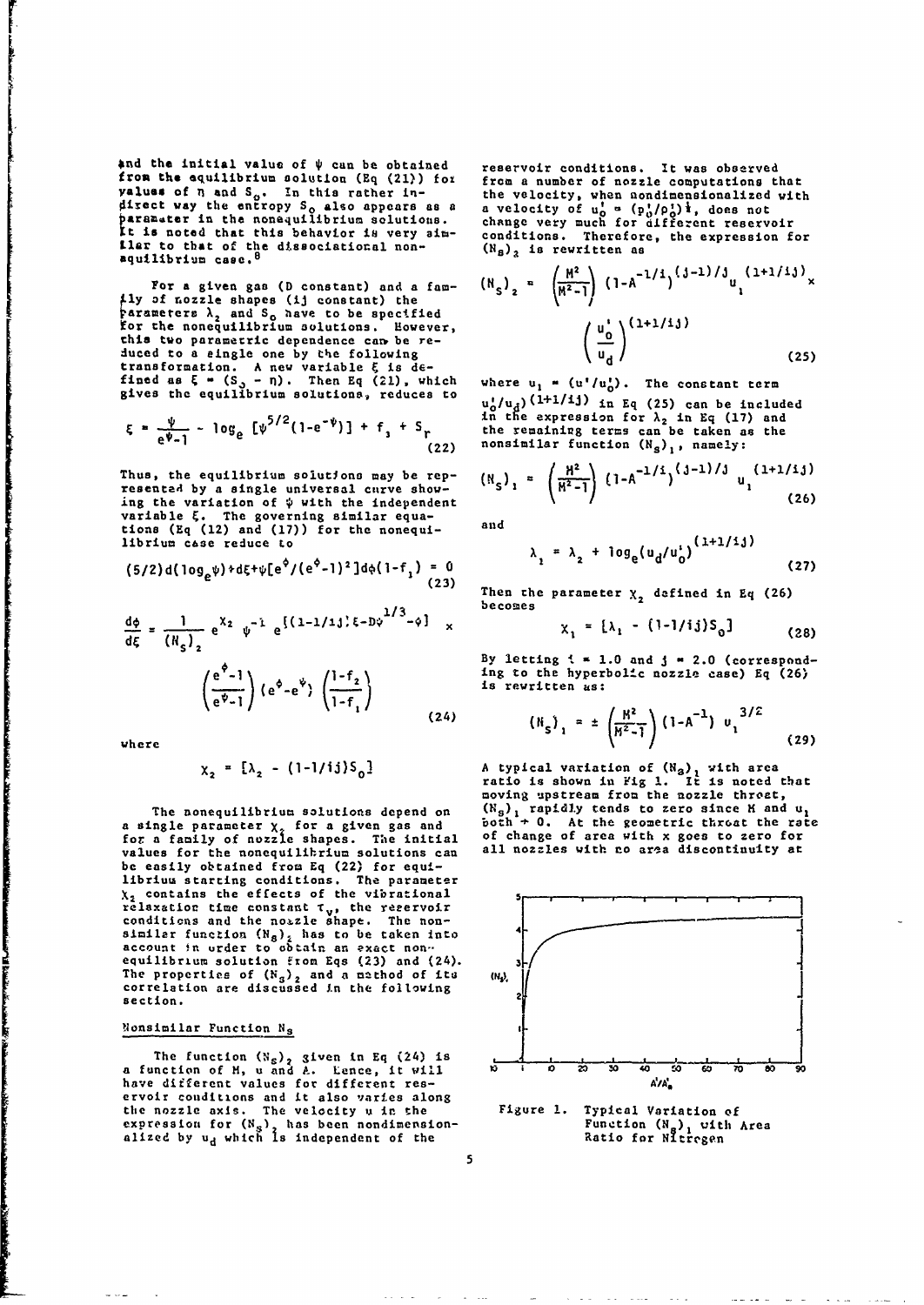and the initial value of $\psi$ can be obtained from the equilibrium solution (Eq (21)) for values of $\eta$ and $S_o$. In this rather indirect way the entropy $S_o$ also appears as a parameter in the nonequilibrium solutions. It is noted that this behavior is very similar to that of the dissociational nonequilibrium case.[8]

For a given gas (D constant) and a family of nozzle shapes (ij constant) the parameters $\lambda_2$ and $S_o$ have to be specified for the nonequilibrium solutions. However, this two parametric dependence can be reduced to a single one by the following transformation. A new variable $\xi$ is defined as $\xi = (S_o - \eta)$. Then Eq (21), which gives the equilibrium solutions, reduces to

$$\xi = \frac{\psi}{e^{\psi}-1} - \log_e [\psi^{5/2}(1-e^{-\psi})] + f_1 + S_r \tag{22}$$

Thus, the equilibrium solutions may be represented by a single universal curve showing the variation of $\psi$ with the independent variable $\xi$. The governing similar equations (Eq (12) and (17)) for the nonequilibrium case reduce to

$$(5/2)d(\log_e\psi)+d\xi+\psi[e^{\phi}/(e^{\phi}-1)^2]d\phi(1-f_1) = 0 \tag{23}$$

$$\frac{d\phi}{d\xi} = \frac{1}{(N_s)_2} e^{X_2} \psi^{-1} e^{[(1-1/ij)\xi-D\psi^{1/3}-\phi]} \times \left(\frac{e^{\phi}-1}{e^{\psi}-1}\right)(e^{\phi}-e^{\psi})\left(\frac{1-f_2}{1-f_1}\right) \tag{24}$$

where

$$X_2 = [\lambda_2 - (1-1/ij)S_o]$$

The nonequilibrium solutions depend on a single parameter $X_2$ for a given gas and for a family of nozzle shapes. The initial values for the nonequilibrium solutions can be easily obtained from Eq (22) for equilibrium starting conditions. The parameter $X_2$ contains the effects of the vibrational relaxation time constant $\tau_v$, the reservoir conditions and the nozzle shape. The nonsimilar function $(N_s)_2$ has to be taken into account in order to obtain an exact nonequilibrium solution from Eqs (23) and (24). The properties of $(N_s)_2$ and a method of its correlation are discussed in the following section.

## Nonsimilar Function $N_s$

The function $(N_s)_2$ given in Eq (24) is a function of M, u and A. Hence, it will have different values for different reservoir conditions and it also varies along the nozzle axis. The velocity u in the expression for $(N_s)_2$ has been nondimensionalized by $u_d$ which is independent of the reservoir conditions. It was observed from a number of nozzle computations that the velocity, when nondimensionalized with a velocity of $u_o' = (p_o'/\rho_o')^{\frac{1}{2}}$, does not change very much for different reservoir conditions. Therefore, the expression for $(N_s)_2$ is rewritten as

$$(N_s)_2 = \left(\frac{M^2}{M^2-1}\right)(1-A^{-1/i})^{(j-1)/j} u_1^{(1+1/ij)} \times \left(\frac{u_o'}{u_d}\right)^{(1+1/ij)} \tag{25}$$

where $u_1 = (u'/u_o')$. The constant term $(u_o'/u_d)^{(1+1/ij)}$ in Eq (25) can be included in the expression for $\lambda_2$ in Eq (17) and the remaining terms can be taken as the nonsimilar function $(N_s)_1$, namely:

$$(N_s)_1 = \left(\frac{M^2}{M^2-1}\right)(1-A^{-1/i})^{(j-1)/j} u_1^{(1+1/ij)} \tag{26}$$

and

$$\lambda_1 = \lambda_2 + \log_e(u_d/u_o')^{(1+1/ij)} \tag{27}$$

Then the parameter $X_2$ defined in Eq (26) becomes

$$X_1 = [\lambda_1 - (1-1/ij)S_o] \tag{28}$$

By letting $i = 1.0$ and $j = 2.0$ (corresponding to the hyperbolic nozzle case) Eq (26) is rewritten as:

$$(N_s)_1 = \pm \left(\frac{M^2}{M^2-1}\right)(1-A^{-1})\, u_1^{3/2} \tag{29}$$

A typical variation of $(N_s)_1$ with area ratio is shown in Fig 1. It is noted that moving upstream from the nozzle throat, $(N_s)_1$ rapidly tends to zero since M and $u_1$ both $\to 0$. At the geometric throat the rate of change of area with x goes to zero for all nozzles with no area discontinuity at

Figure 1. Typical Variation of Function $(N_s)_1$ with Area Ratio for Nitrogen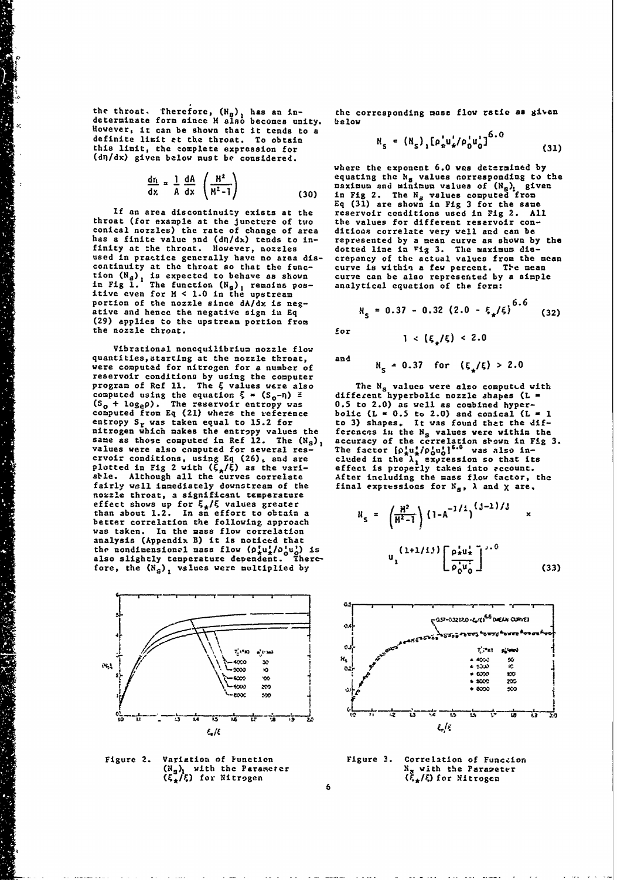the throat. Therefore, $(N_s)_1$ has an indeterminate form since M also becomes unity. However, it can be shown that it tends to a definite limit at the throat. To obtain this limit, the complete expression for $(d\eta/dx)$ given below must be considered.

$$\frac{d\eta}{dx} = \frac{1}{A}\frac{dA}{dx}\left(\frac{M^2}{M^2-1}\right) \tag{30}$$

If an area discontinuity exists at the throat (for example at the juncture of two conical nozzles) the rate of change of area has a finite value and $(d\eta/dx)$ tends to infinity at the throat. However, nozzles used in practice generally have no area discontinuity at the throat so that the function $(N_s)_1$ is expected to behave as shown in Fig 1. The function $(N_s)_1$ remains positive even for $M < 1.0$ in the upstream portion of the nozzle since $dA/dx$ is negative and hence the negative sign in Eq (29) applies to the upstream portion from the nozzle throat.

Vibrational nonequilibrium nozzle flow quantities, starting at the nozzle throat, were computed for nitrogen for a number of reservoir conditions by using the computer program of Ref 11. The $\xi$ values were also computed using the equation $\xi = (S_0 - \eta) \equiv (S_0 + \log_e \rho)$. The reservoir entropy was computed from Eq (21) where the reference entropy $S_r$ was taken equal to 15.2 for nitrogen which makes the entropy values the same as those computed in Ref 12. The $(N_s)_1$ values were also computed for several reservoir conditions, using Eq (26), and are plotted in Fig 2 with $(\xi_*/\xi)$ as the variable. Although all the curves correlate fairly well immediately downstream of the nozzle throat, a significant temperature effect shows up for $\xi_*/\xi$ values greater than about 1.2. In an effort to obtain a better correlation the following approach was taken. In the mass flow correlation analysis (Appendix B) it is noticed that the nondimensional mass flow $(\rho_*' u_*'/\rho_0' u_0')$ is also slightly temperature dependent. Therefore, the $(N_s)_1$ values were multiplied by the corresponding mass flow ratio as given below

$$N_s = (N_s)_1 [\rho_*' u_*'/\rho_0' u_0']^{6.0} \tag{31}$$

where the exponent 6.0 was determined by equating the $N_s$ values corresponding to the maximum and minimum values of $(N_s)_1$ given in Fig 2. The $N_s$ values computed from Eq (31) are shown in Fig 3 for the same reservoir conditions used in Fig 2. All the values for different reservoir conditions correlate very well and can be represented by a mean curve as shown by the dotted line in Fig 3. The maximum discrepancy of the actual values from the mean curve is within a few percent. The mean curve can be also represented by a simple analytical equation of the form:

$$N_s = 0.37 - 0.32\,(2.0 - \xi_*/\xi)^{6.6} \tag{32}$$

for

$$1 < (\xi_*/\xi) < 2.0$$

and

$$N_s = 0.37 \quad \text{for} \quad (\xi_*/\xi) > 2.0$$

The $N_s$ values were also computed with different hyperbolic nozzle shapes (L = 0.5 to 2.0) as well as combined hyperbolic (L = 0.5 to 2.0) and conical (L = 1 to 3) shapes. It was found that the differences in the $N_s$ values were within the accuracy of the correlation shown in Fig 3. The factor $[\rho_*' u_*'/\rho_0' u_0']^{6.0}$ was also included in the $\lambda_1$ expression so that its effect is properly taken into account. After including the mass flow factor, the final expressions for $N_s$, $\lambda$ and $\chi$ are,

$$N_s = \left(\frac{M^2}{M^2-1}\right)\left(1 - A^{-1/i}\right)^{(j-1)/j} \times u_1^{(1+1/ij)}\left[\frac{\rho_*' u_*'}{\rho_0' u_0'}\right]^{6.0} \tag{33}$$

Figure 2. Variation of Function $(N_s)_1$ with the Parameter $(\xi_*/\xi)$ for Nitrogen

Figure 3. Correlation of Function $N_s$ with the Parameter $(\xi_*/\xi)$ for Nitrogen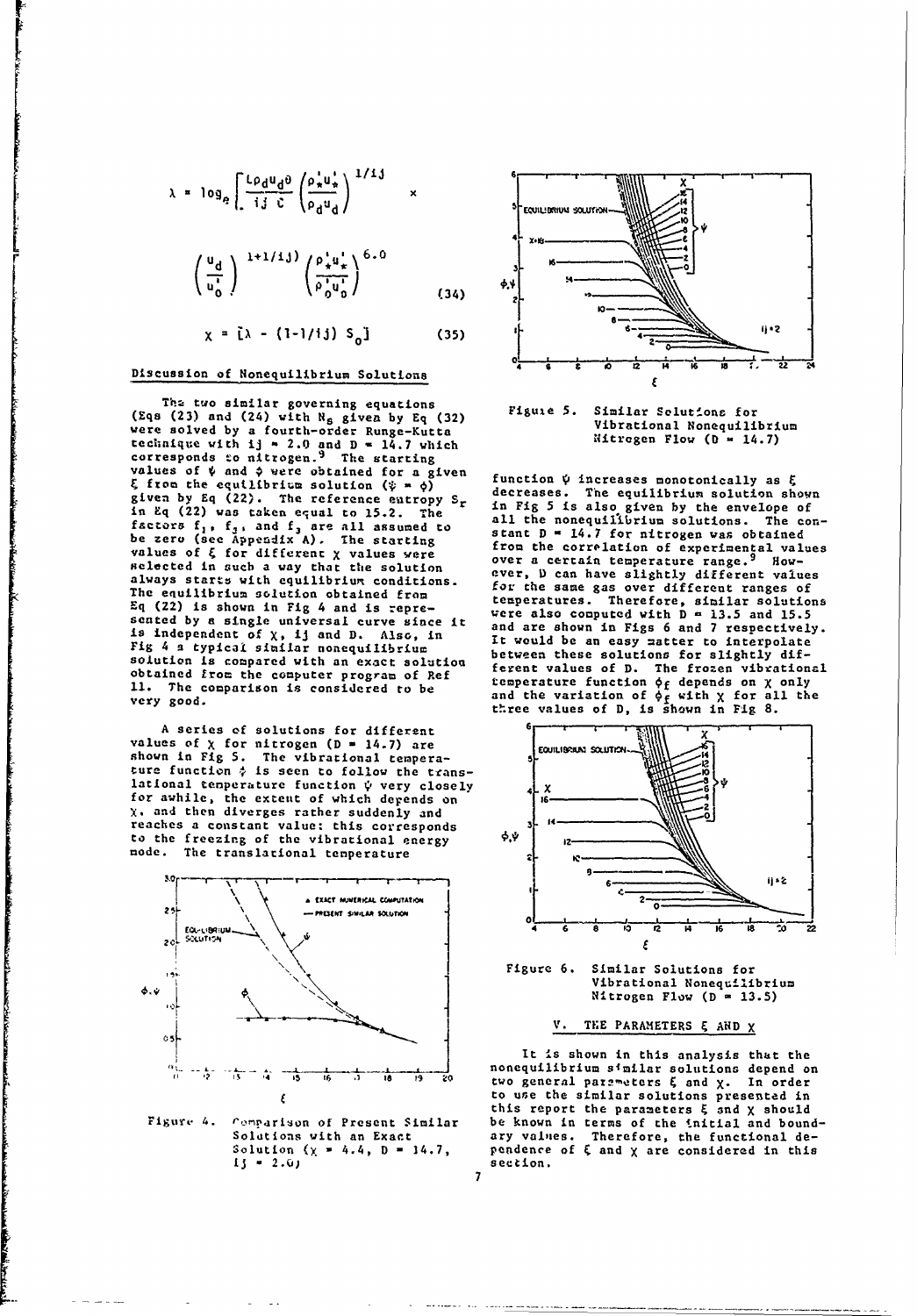$$\lambda = \log_e \left[ \frac{L\rho_d u_d \theta}{ij\ C} \left( \frac{\rho_*' u_*'}{\rho_d u_d} \right)^{1/ij} \times \left( \frac{u_d}{u_0'} \right)^{1+1/ij)} \left( \frac{\rho_*' u_*'}{\rho_0' u_0'} \right)^{6.0} \right. \tag{34}$$

$$\chi = [\lambda - (1-1/ij)\ S_0] \tag{35}$$

### Discussion of Nonequilibrium Solutions

The two similar governing equations (Eqs (23) and (24) with $N_s$ given by Eq (32) were solved by a fourth-order Runge-Kutta technique with $ij = 2.0$ and $D = 14.7$ which corresponds to nitrogen.[9] The starting values of $\psi$ and $\phi$ were obtained for a given $\xi$ from the equilibrium solution ($\psi = \phi$) given by Eq (22). The reference entropy $S_r$ in Eq (22) was taken equal to 15.2. The factors $f_1$, $f_2$, and $f_3$ are all assumed to be zero (see Appendix A). The starting values of $\xi$ for different $\chi$ values were selected in such a way that the solution always starts with equilibrium conditions. The equilibrium solution obtained from Eq (22) is shown in Fig 4 and is represented by a single universal curve since it is independent of $\chi$, $ij$ and D. Also, in Fig 4 a typical similar nonequilibrium solution is compared with an exact solution obtained from the computer program of Ref 11. The comparison is considered to be very good.

A series of solutions for different values of $\chi$ for nitrogen ($D = 14.7$) are shown in Fig 5. The vibrational temperature function $\phi$ is seen to follow the translational temperature function $\psi$ very closely for awhile, the extent of which depends on $\chi$, and then diverges rather suddenly and reaches a constant value: this corresponds to the freezing of the vibrational energy mode. The translational temperature function $\psi$ increases monotonically as $\xi$ decreases. The equilibrium solution shown in Fig 5 is also given by the envelope of all the nonequilibrium solutions. The constant $D = 14.7$ for nitrogen was obtained from the correlation of experimental values over a certain temperature range.[9] However, D can have slightly different values for the same gas over different ranges of temperatures. Therefore, similar solutions were also computed with $D = 13.5$ and $15.5$ and are shown in Figs 6 and 7 respectively. It would be an easy matter to interpolate between these solutions for slightly different values of D. The frozen vibrational temperature function $\phi_f$ depends on $\chi$ only and the variation of $\phi_f$ with $\chi$ for all the three values of D, is shown in Fig 8.

Figure 4. Comparison of Present Similar Solutions with an Exact Solution ($\chi = 4.4$, $D = 14.7$, $ij = 2.0$)

Figure 5. Similar Solutions for Vibrational Nonequilibrium Nitrogen Flow ($D = 14.7$)

Figure 6. Similar Solutions for Vibrational Nonequilibrium Nitrogen Flow ($D = 13.5$)

## V. THE PARAMETERS $\xi$ AND $\chi$

It is shown in this analysis that the nonequilibrium similar solutions depend on two general parameters $\xi$ and $\chi$. In order to use the similar solutions presented in this report the parameters $\xi$ and $\chi$ should be known in terms of the initial and boundary values. Therefore, the functional dependence of $\xi$ and $\chi$ are considered in this section.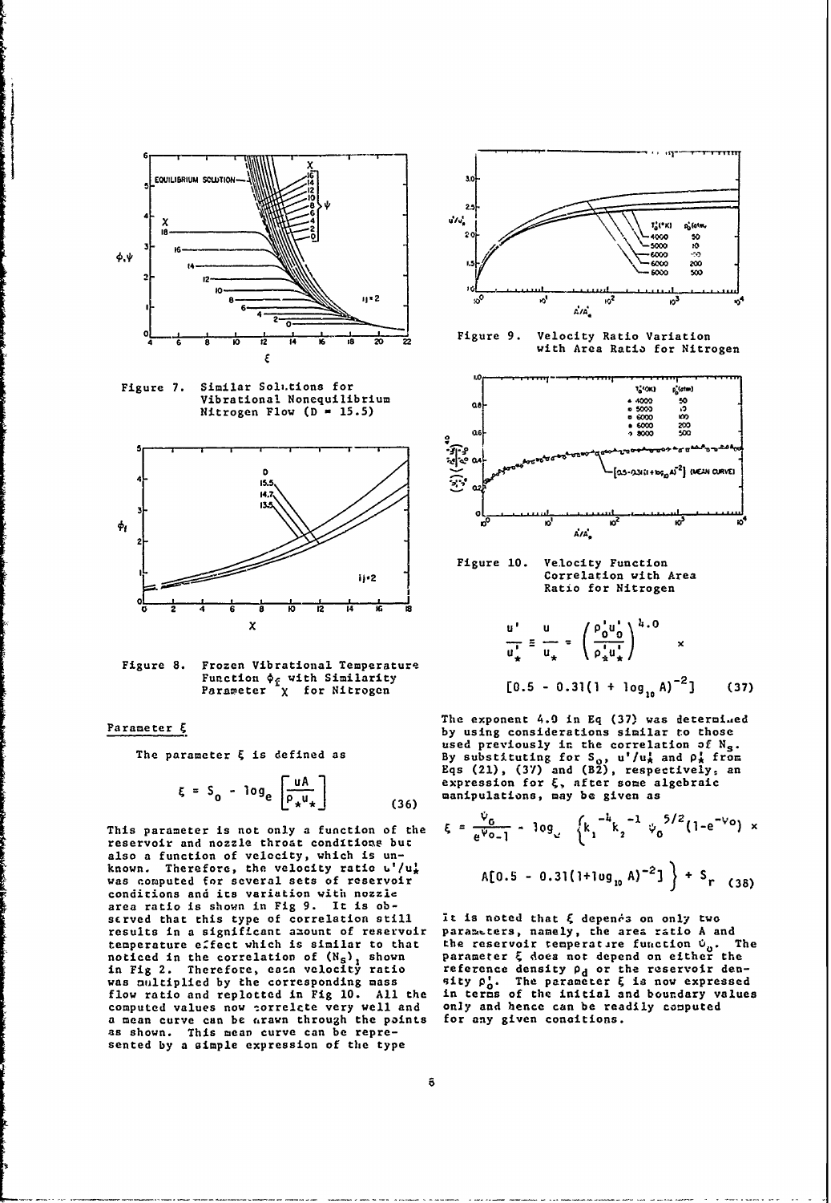Figure 7. Similar Solutions for Vibrational Nonequilibrium Nitrogen Flow (D = 15.5)

Figure 8. Frozen Vibrational Temperature Function $\phi_f$ with Similarity Parameter $\chi$ for Nitrogen

### Parameter $\xi$

The parameter $\xi$ is defined as

$$\xi = S_0 - \log_e \left[\frac{uA}{\rho_* u_*}\right] \tag{36}$$

This parameter is not only a function of the reservoir and nozzle throat conditions but also a function of velocity, which is unknown. Therefore, the velocity ratio $u'/u_*'$ was computed for several sets of reservoir conditions and its variation with nozzle area ratio is shown in Fig 9. It is observed that this type of correlation still results in a significant amount of reservoir temperature effect which is similar to that noticed in the correlation of $(N_s)_1$ shown in Fig 2. Therefore, each velocity ratio was multiplied by the corresponding mass flow ratio and replotted in Fig 10. All the computed values now correlate very well and a mean curve can be drawn through the points as shown. This mean curve can be represented by a simple expression of the type

Figure 9. Velocity Ratio Variation with Area Ratio for Nitrogen

Figure 10. Velocity Function Correlation with Area Ratio for Nitrogen

$$\frac{u'}{u_*'} \equiv \frac{u}{u_*} = \left(\frac{\rho_0' u_0'}{\rho_*' u_*'}\right)^{4.0} \times$$

$$[0.5 - 0.31(1 + \log_{10} A)^{-2}] \tag{37}$$

The exponent 4.0 in Eq (37) was determined by using considerations similar to those used previously in the correlation of $N_s$. By substituting for $S_0$, $u'/u_*'$ and $\rho_*'$ from Eqs (21), (37) and (B2), respectively, an expression for $\xi$, after some algebraic manipulations, may be given as

$$\xi = \frac{\psi_0}{e^{\psi_0} - 1} - \log_e \left\{k_1^{-4} k_2^{-1} \psi_0^{5/2}(1 - e^{-\psi_0}) \times A[0.5 - 0.31(1 + \log_{10} A)^{-2}]\right\} + S_r \tag{38}$$

It is noted that $\xi$ depends on only two parameters, namely, the area ratio A and the reservoir temperature function $\psi_0$. The parameter $\xi$ does not depend on either the reference density $\rho_d$ or the reservoir density $\rho_0'$. The parameter $\xi$ is now expressed in terms of the initial and boundary values only and hence can be readily computed for any given conditions.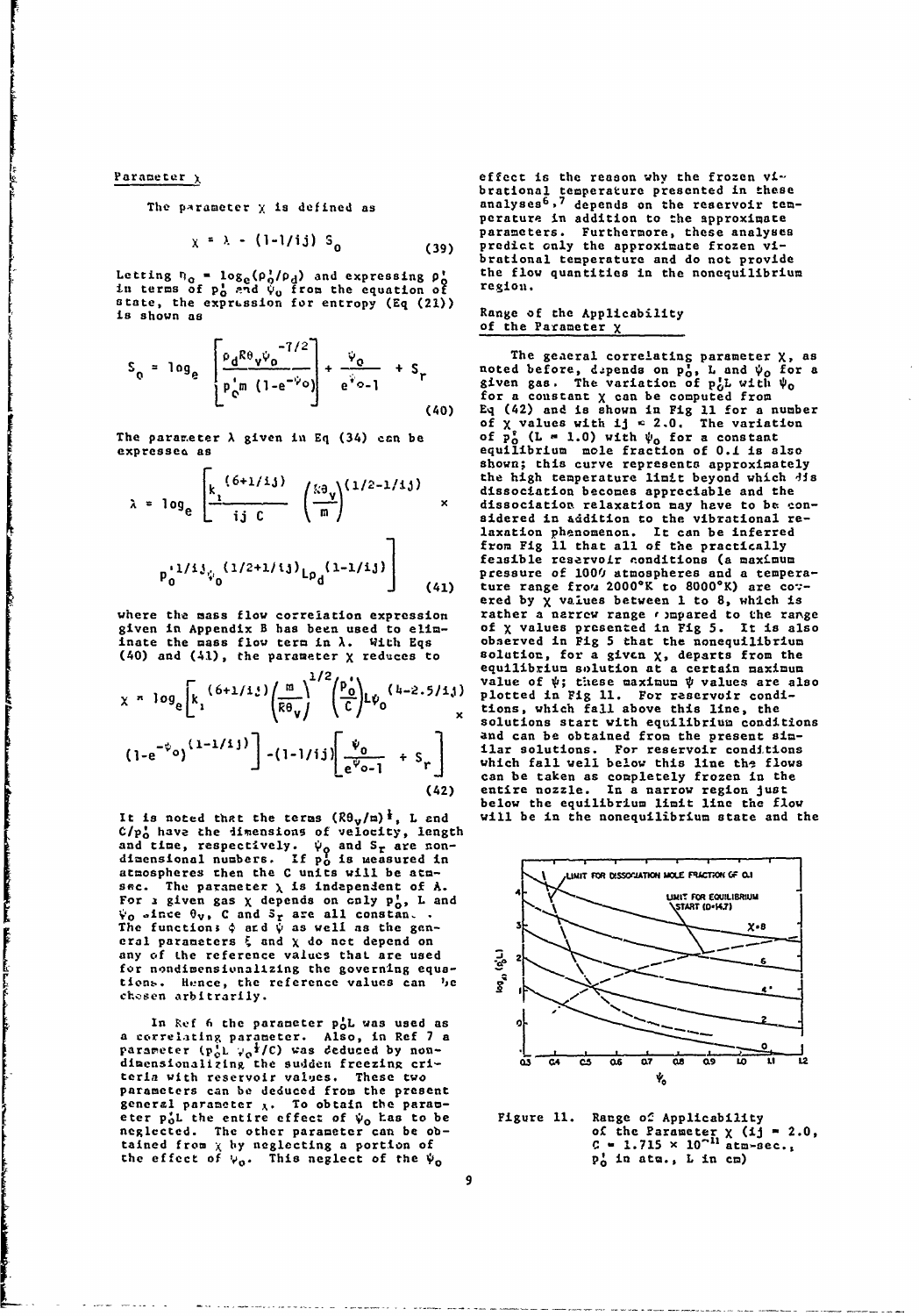## Parameter $\chi$

The parameter $\chi$ is defined as

$$\chi = \lambda - (1-1/ij)\, S_o \tag{39}$$

Letting $\eta_o = \log_e(\rho_o'/\rho_d)$ and expressing $\rho_o'$ in terms of $p_o'$ and $\psi_o$ from the equation of state, the expression for entropy (Eq (21)) is shown as

$$S_o = \log_e \left[\frac{\rho_d R\theta_v \psi_o^{-7/2}}{p_o' m\,(1-e^{-\psi_o})}\right] + \frac{\psi_o}{e^{\psi_o}-1} + S_r \tag{40}$$

The parameter $\lambda$ given in Eq (34) can be expressed as

$$\lambda = \log_e \left[\frac{k_1^{(6+1/ij)}}{ij\ C}\left(\frac{k\theta_v}{m}\right)^{(1/2-1/ij)} \times p_o'^{1/ij}\psi_o^{(1/2+1/ij)} L \rho_d^{(1-1/ij)}\right] \tag{41}$$

where the mass flow correlation expression given in Appendix B has been used to eliminate the mass flow term in $\lambda$. With Eqs (40) and (41), the parameter $\chi$ reduces to

$$\chi = \log_e\left[k_1^{(6+1/ij)}\left(\frac{m}{k\theta_v}\right)^{1/2}\left(\frac{p_o'}{C}\right)L\psi_o^{(4-2.5/ij)} \times (1-e^{-\psi_o})^{(1-1/ij)}\right] - (1-1/ij)\left[\frac{\psi_o}{e^{\psi_o}-1} + S_r\right] \tag{42}$$

It is noted that the terms $(R\theta_v/m)^{\frac{1}{2}}$, L and $C/p_o'$ have the dimensions of velocity, length and time, respectively. $\psi_o$ and $S_r$ are nondimensional numbers. If $p_o'$ is measured in atmospheres then the C units will be atm-sec. The parameter $\chi$ is independent of A. For a given gas $\chi$ depends on only $p_o'$, L and $\psi_o$ since $\theta_v$, C and $S_r$ are all constant. The functions $\phi$ and $\psi$ as well as the general parameters $\xi$ and $\chi$ do not depend on any of the reference values that are used for nondimensionalizing the governing equations. Hence, the reference values can be chosen arbitrarily.

In Ref 6 the parameter $p_o'L$ was used as a correlating parameter. Also, in Ref 7 a parameter $(p_o'L\ \psi_o^{\frac{1}{2}}/C)$ was deduced by nondimensionalizing the sudden freezing criteria with reservoir values. These two parameters can be deduced from the present general parameter $\chi$. To obtain the parameter $p_o'L$ the entire effect of $\psi_o$ has to be neglected. The other parameter can be obtained from $\chi$ by neglecting a portion of the effect of $\psi_o$. This neglect of the $\psi_o$ effect is the reason why the frozen vibrational temperature presented in these analyses[6,7] depends on the reservoir temperature in addition to the approximate parameters. Furthermore, these analyses predict only the approximate frozen vibrational temperature and do not provide the flow quantities in the nonequilibrium region.

## Range of the Applicability of the Parameter $\chi$

The general correlating parameter $\chi$, as noted before, depends on $p_o'$, L and $\psi_o$ for a given gas. The variation of $p_o'L$ with $\psi_o$ for a constant $\chi$ can be computed from Eq (42) and is shown in Fig 11 for a number of $\chi$ values with $ij = 2.0$. The variation of $p_o'$ $(L = 1.0)$ with $\psi_o$ for a constant equilibrium mole fraction of 0.1 is also shown; this curve represents approximately the high temperature limit beyond which dissociation becomes appreciable and the dissociation relaxation may have to be considered in addition to the vibrational relaxation phenomenon. It can be inferred from Fig 11 that all of the practically feasible reservoir conditions (a maximum pressure of 1000 atmospheres and a temperature range from 2000°K to 8000°K) are covered by $\chi$ values between 1 to 8, which is rather a narrow range compared to the range of $\chi$ values presented in Fig 5. It is also observed in Fig 5 that the nonequilibrium solution, for a given $\chi$, departs from the equilibrium solution at a certain maximum value of $\psi$; these maximum $\psi$ values are also plotted in Fig 11. For reservoir conditions, which fall above this line, the solutions start with equilibrium conditions and can be obtained from the present similar solutions. For reservoir conditions which fall well below this line the flows can be taken as completely frozen in the entire nozzle. In a narrow region just below the equilibrium limit line the flow will be in the nonequilibrium state and the

Figure 11. Range of Applicability of the Parameter $\chi$ $(ij = 2.0,$ $C = 1.715 \times 10^{-11}$ atm-sec., $p_o'$ in atm., L in cm)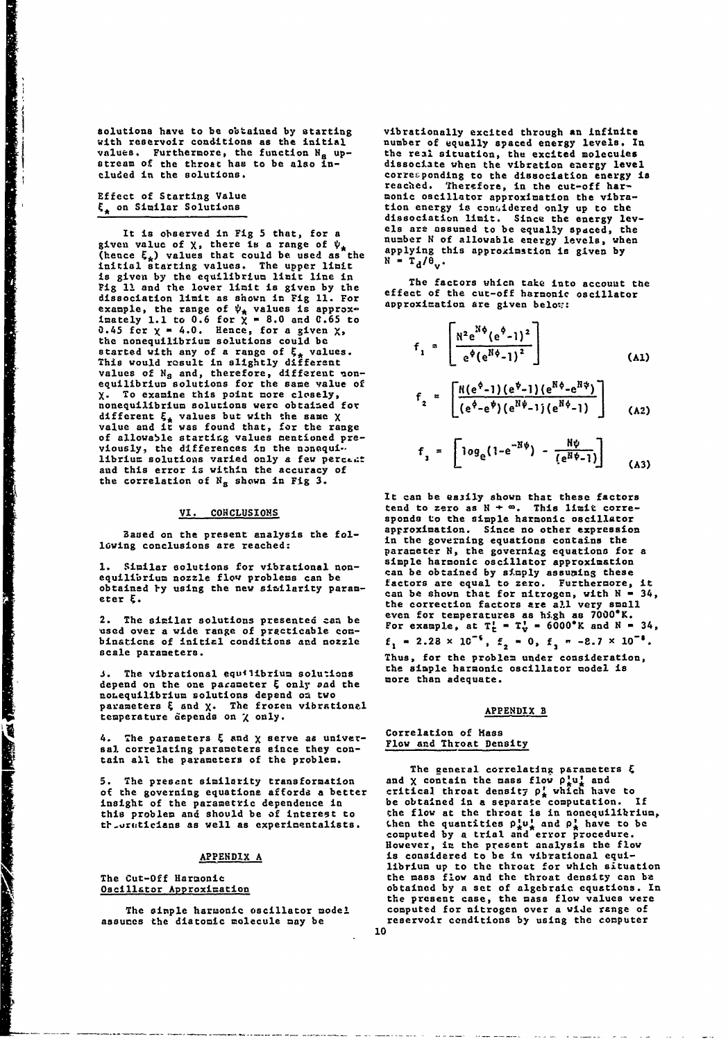solutions have to be obtained by starting with reservoir conditions as the initial values. Furthermore, the function $N_s$ upstream of the throat has to be also included in the solutions.

### Effect of Starting Value $\xi_*$ on Similar Solutions

It is observed in Fig 5 that, for a given value of $\chi$, there is a range of $\psi_*$ (hence $\xi_*$) values that could be used as the initial starting values. The upper limit is given by the equilibrium limit line in Fig 11 and the lower limit is given by the dissociation limit as shown in Fig 11. For example, the range of $\psi_*$ values is approximately 1.1 to 0.6 for $\chi = 8.0$ and 0.65 to 0.45 for $\chi = 4.0$. Hence, for a given $\chi$, the nonequilibrium solutions could be started with any of a range of $\xi_*$ values. This would result in slightly different values of $N_s$ and, therefore, different nonequilibrium solutions for the same value of $\chi$. To examine this point more closely, nonequilibrium solutions were obtained for different $\xi_*$ values but with the same $\chi$ value and it was found that, for the range of allowable starting values mentioned previously, the differences in the nonequilibrium solutions varied only a few percent and this error is within the accuracy of the correlation of $N_s$ shown in Fig 3.

## VI. CONCLUSIONS

Based on the present analysis the following conclusions are reached:

1. Similar solutions for vibrational nonequilibrium nozzle flow problems can be obtained by using the new similarity parameter $\xi$.

2. The similar solutions presented can be used over a wide range of practicable combinations of initial conditions and nozzle scale parameters.

3. The vibrational equilibrium solutions depend on the one parameter $\xi$ only and the nonequilibrium solutions depend on two parameters $\xi$ and $\chi$. The frozen vibrational temperature depends on $\chi$ only.

4. The parameters $\xi$ and $\chi$ serve as universal correlating parameters since they contain all the parameters of the problem.

5. The present similarity transformation of the governing equations affords a better insight of the parametric dependence in this problem and should be of interest to theoreticians as well as experimentalists.

## APPENDIX A

### The Cut-Off Harmonic Oscillator Approximation

The simple harmonic oscillator model assumes the diatomic molecule may be vibrationally excited through an infinite number of equally spaced energy levels. In the real situation, the excited molecules dissociate when the vibration energy level corresponding to the dissociation energy is reached. Therefore, in the cut-off harmonic oscillator approximation the vibration energy is considered only up to the dissociation limit. Since the energy levels are assumed to be equally spaced, the number N of allowable energy levels, when applying this approximation is given by $N = T_d/\theta_v$.

The factors which take into account the effect of the cut-off harmonic oscillator approximation are given below:

$$f_1 = \left[\frac{N^2 e^{N\phi}(e^{\phi}-1)^2}{e^{\phi}(e^{N\phi}-1)^2}\right] \tag{A1}$$

$$f_2 = \left[\frac{N(e^{\phi}-1)(e^{\psi}-1)(e^{N\phi}-e^{N\psi})}{(e^{\phi}-e^{\psi})(e^{N\psi}-1)(e^{N\phi}-1)}\right] \tag{A2}$$

$$f_3 = \left[\log_e(1-e^{-N\phi}) - \frac{N\psi}{(e^{N\psi}-1)}\right] \tag{A3}$$

It can be easily shown that these factors tend to zero as $N \to \infty$. This limit corresponds to the simple harmonic oscillator approximation. Since no other expression in the governing equations contains the parameter N, the governing equations for a simple harmonic oscillator approximation can be obtained by simply assuming these factors are equal to zero. Furthermore, it can be shown that for nitrogen, with N = 34, the correction factors are all very small even for temperatures as high as 7000°K. For example, at $T_t' = T_v' = 6000$°K and N = 34, $f_1 = 2.28 \times 10^{-6}$, $f_2 = 0$, $f_3 = -8.7 \times 10^{-8}$. Thus, for the problem under consideration, the simple harmonic oscillator model is more than adequate.

## APPENDIX B

### Correlation of Mass Flow and Throat Density

The general correlating parameters $\xi$ and $\chi$ contain the mass flow $\rho_*' u_*'$ and critical throat density $\rho_*'$ which have to be obtained in a separate computation. If the flow at the throat is in nonequilibrium, then the quantities $\rho_*' u_*'$ and $\rho_*'$ have to be computed by a trial and error procedure. However, in the present analysis the flow is considered to be in vibrational equilibrium up to the throat for which situation the mass flow and the throat density can be obtained by a set of algebraic equations. In the present case, the mass flow values were computed for nitrogen over a wide range of reservoir conditions by using the computer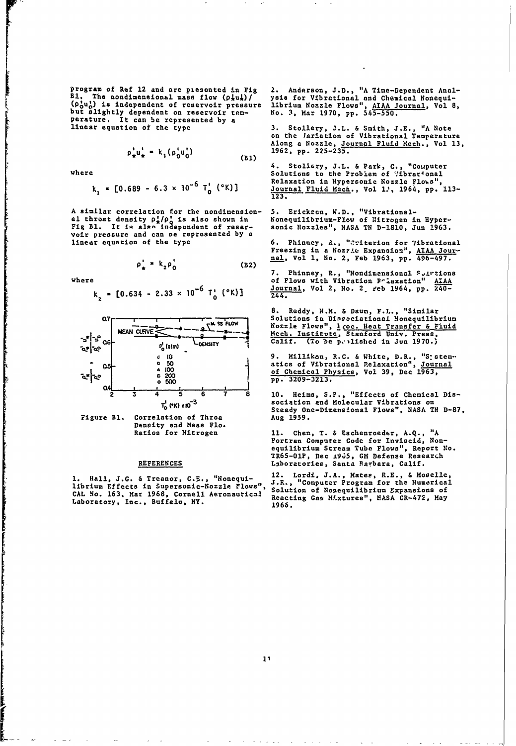program of Ref 12 and are presented in Fig B1. The nondimensional mass flow $(\rho_*' u_*')/(\rho_0' u_0')$ is independent of reservoir pressure but slightly dependent on reservoir temperature. It can be represented by a linear equation of the type

$$\rho_*' u_*' = k_1 (\rho_0' u_0') \tag{B1}$$

where

$$k_1 = [0.689 - 6.3 \times 10^{-6}\, T_0'\ (°K)]$$

A similar correlation for the nondimensional throat density $\rho_*'/\rho_0'$ is also shown in Fig B1. It is also independent of reservoir pressure and can be represented by a linear equation of the type

$$\rho_*' = k_2 \rho_0' \tag{B2}$$

where

$$k_2 = [0.634 - 2.33 \times 10^{-6}\, T_0'\ (°K)]$$

Figure B1. Correlation of Throat Density and Mass Flow Ratios for Nitrogen

## REFERENCES

1. Hall, J.G. & Treanor, C.E., "Nonequilibrium Effects in Supersonic-Nozzle Flows", CAL No. 163, Mar 1968, Cornell Aeronautical Laboratory, Inc., Buffalo, NY.

2. Anderson, J.D., "A Time-Dependent Analysis for Vibrational and Chemical Nonequilibrium Nozzle Flows", AIAA Journal, Vol 8, No. 3, Mar 1970, pp. 545-550.

3. Stollery, J.L. & Smith, J.E., "A Note on the Variation of Vibrational Temperature Along a Nozzle, Journal Fluid Mech., Vol 13, 1962, pp. 225-235.

4. Stollery, J.L. & Park, C., "Computer Solutions to the Problem of Vibrational Relaxation in Hypersonic Nozzle Flows", Journal Fluid Mech., Vol 1?, 1964, pp. 113-123.

5. Erickson, W.D., "Vibrational-Nonequilibrium-Flow of Nitrogen in Hypersonic Nozzles", NASA TN D-1810, Jun 1963.

6. Phinney, R., "Criterion for Vibrational Freezing in a Nozzle Expansion", AIAA Journal, Vol 1, No. 2, Feb 1963, pp. 496-497.

7. Phinney, R., "Nondimensional Solutions of Flows with Vibration Relaxation" AIAA Journal, Vol 2, No. 2, Feb 1964, pp. 240-244.

8. Reddy, N.M. & Daum, F.L., "Similar Solutions in Dissociational Nonequilibrium Nozzle Flows", Proc. Heat Transfer & Fluid Mech. Institute, Stanford Univ. Press, Calif. (To be published in Jun 1970.)

9. Millikan, R.C. & White, D.R., "Systematics of Vibrational Relaxation", Journal of Chemical Physics, Vol 39, Dec 1963, pp. 3209-3213.

10. Heims, S.P., "Effects of Chemical Dissociation and Molecular Vibrations on Steady One-Dimensional Flows", NASA TN D-87, Aug 1959.

11. Chen, T. & Eschenroeder, A.Q., "A Fortran Computer Code for Inviscid, Nonequilibrium Stream Tube Flows", Report No. TR65-01P, Dec 1965, GM Defense Research Laboratories, Santa Barbara, Calif.

12. Lordi, J.A., Mates, R.E., & Moselle, J.R., "Computer Program for the Numerical Solution of Nonequilibrium Expansions of Reacting Gas Mixtures", NASA CR-472, May 1966.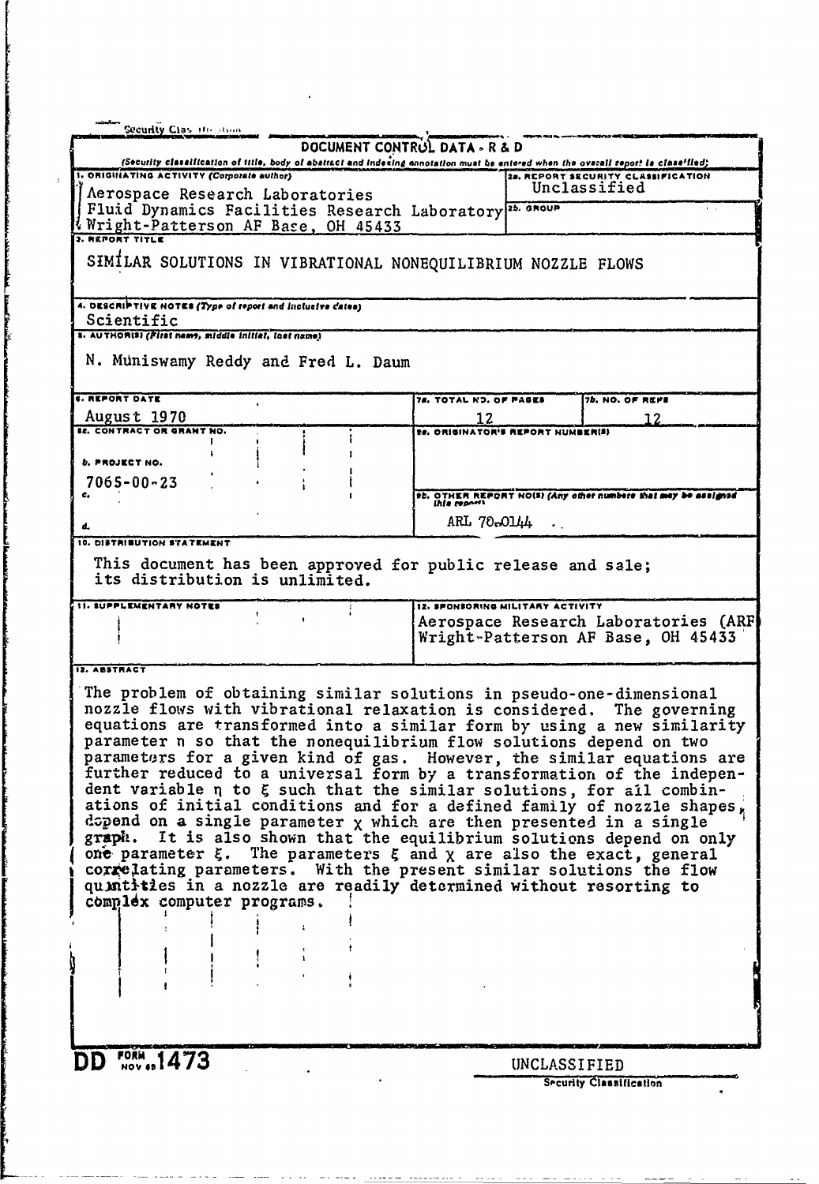Security Classification

# DOCUMENT CONTROL DATA - R & D

*(Security classification of title, body of abstract and indexing annotation must be entered when the overall report is classified)*

**1. ORIGINATING ACTIVITY (Corporate author)**
Aerospace Research Laboratories
Fluid Dynamics Facilities Research Laboratory
Wright-Patterson AF Base, OH 45433

**2a. REPORT SECURITY CLASSIFICATION**
Unclassified

**2b. GROUP**

**3. REPORT TITLE**
SIMILAR SOLUTIONS IN VIBRATIONAL NONEQUILIBRIUM NOZZLE FLOWS

**4. DESCRIPTIVE NOTES (Type of report and inclusive dates)**
Scientific

**5. AUTHOR(S) (First name, middle initial, last name)**
N. Muniswamy Reddy and Fred L. Daum

**6. REPORT DATE**
August 1970

**7a. TOTAL NO. OF PAGES**
12

**7b. NO. OF REFS**
12

**8a. CONTRACT OR GRANT NO.**

**b. PROJECT NO.**
7065-00-23

**c.**

**d.**

**9a. ORIGINATOR'S REPORT NUMBER(S)**

**9b. OTHER REPORT NO(S) (Any other numbers that may be assigned this report)**
ARL 70-0144

**10. DISTRIBUTION STATEMENT**
This document has been approved for public release and sale; its distribution is unlimited.

**11. SUPPLEMENTARY NOTES**

**12. SPONSORING MILITARY ACTIVITY**
Aerospace Research Laboratories (ARF)
Wright-Patterson AF Base, OH 45433

**13. ABSTRACT**

The problem of obtaining similar solutions in pseudo-one-dimensional nozzle flows with vibrational relaxation is considered. The governing equations are transformed into a similar form by using a new similarity parameter $\eta$ so that the nonequilibrium flow solutions depend on two parameters for a given kind of gas. However, the similar equations are further reduced to a universal form by a transformation of the independent variable $\eta$ to $\xi$ such that the similar solutions, for all combinations of initial conditions and for a defined family of nozzle shapes, depend on a single parameter $\chi$ which are then presented in a single graph. It is also shown that the equilibrium solutions depend on only one parameter $\xi$. The parameters $\xi$ and $\chi$ are also the exact, general correlating parameters. With the present similar solutions the flow quantities in a nozzle are readily determined without resorting to complex computer programs.

DD FORM 1473 NOV 65

UNCLASSIFIED
Security Classification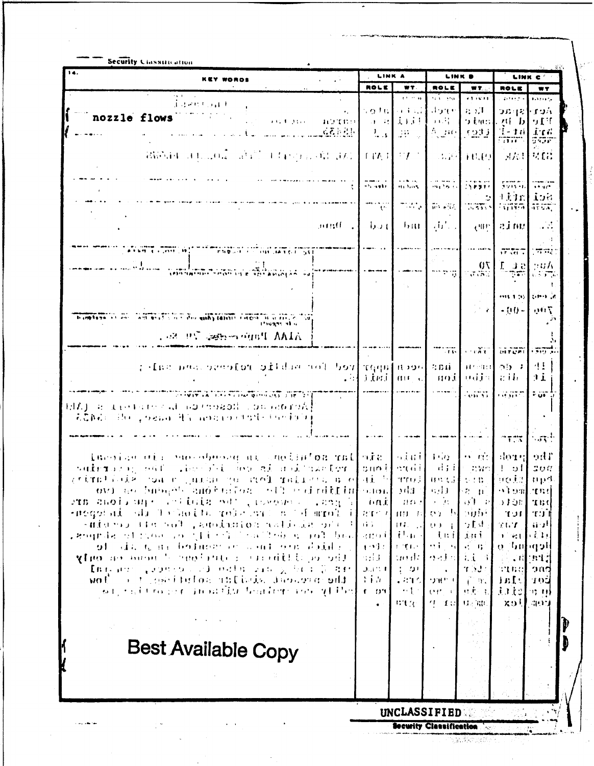Security Classification

| 14. KEY WORDS | LINK A | | LINK B | | LINK C | |
|---|---|---|---|---|---|---|
| | ROLE | WT | ROLE | WT | ROLE | WT |
| nozzle flows | | | | | | |

Best Available Copy

UNCLASSIFIED

Security Classification